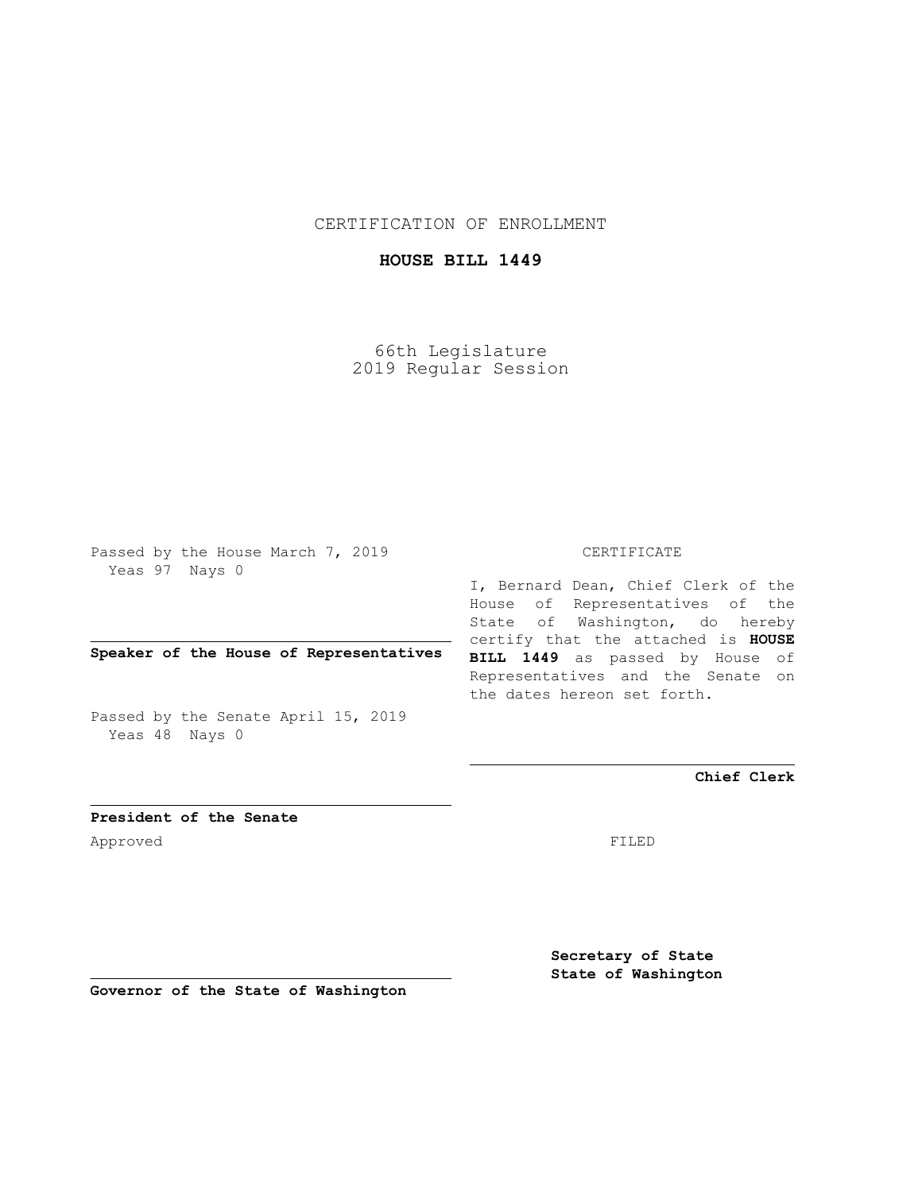CERTIFICATION OF ENROLLMENT

**HOUSE BILL 1449**

66th Legislature
2019 Regular Session

Passed by the House March 7, 2019
Yeas 97 Nays 0

**Speaker of the House of Representatives**

Passed by the Senate April 15, 2019
Yeas 48 Nays 0

**President of the Senate**

Approved

**Governor of the State of Washington**

CERTIFICATE

I, Bernard Dean, Chief Clerk of the House of Representatives of the State of Washington, do hereby certify that the attached is **HOUSE BILL 1449** as passed by House of Representatives and the Senate on the dates hereon set forth.

**Chief Clerk**

FILED

**Secretary of State**
**State of Washington**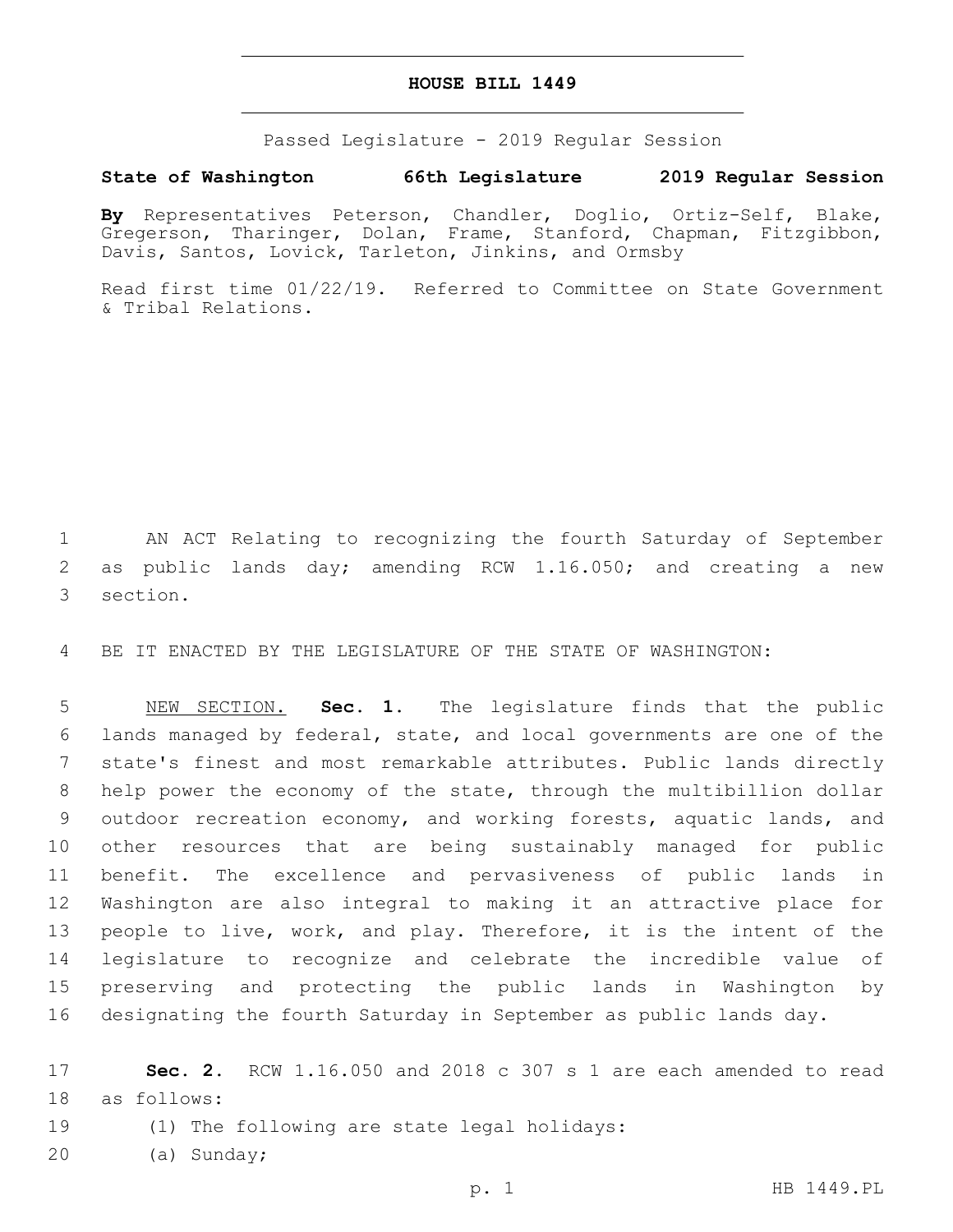# HOUSE BILL 1449

Passed Legislature - 2019 Regular Session

**State of Washington 66th Legislature 2019 Regular Session**

**By** Representatives Peterson, Chandler, Doglio, Ortiz-Self, Blake, Gregerson, Tharinger, Dolan, Frame, Stanford, Chapman, Fitzgibbon, Davis, Santos, Lovick, Tarleton, Jinkins, and Ormsby

Read first time 01/22/19. Referred to Committee on State Government & Tribal Relations.

1 AN ACT Relating to recognizing the fourth Saturday of September
2 as public lands day; amending RCW 1.16.050; and creating a new
3 section.

4 BE IT ENACTED BY THE LEGISLATURE OF THE STATE OF WASHINGTON:

5 NEW SECTION. **Sec. 1.** The legislature finds that the public
6 lands managed by federal, state, and local governments are one of the
7 state's finest and most remarkable attributes. Public lands directly
8 help power the economy of the state, through the multibillion dollar
9 outdoor recreation economy, and working forests, aquatic lands, and
10 other resources that are being sustainably managed for public
11 benefit. The excellence and pervasiveness of public lands in
12 Washington are also integral to making it an attractive place for
13 people to live, work, and play. Therefore, it is the intent of the
14 legislature to recognize and celebrate the incredible value of
15 preserving and protecting the public lands in Washington by
16 designating the fourth Saturday in September as public lands day.

17 **Sec. 2.** RCW 1.16.050 and 2018 c 307 s 1 are each amended to read
18 as follows:

19 (1) The following are state legal holidays:

20 (a) Sunday;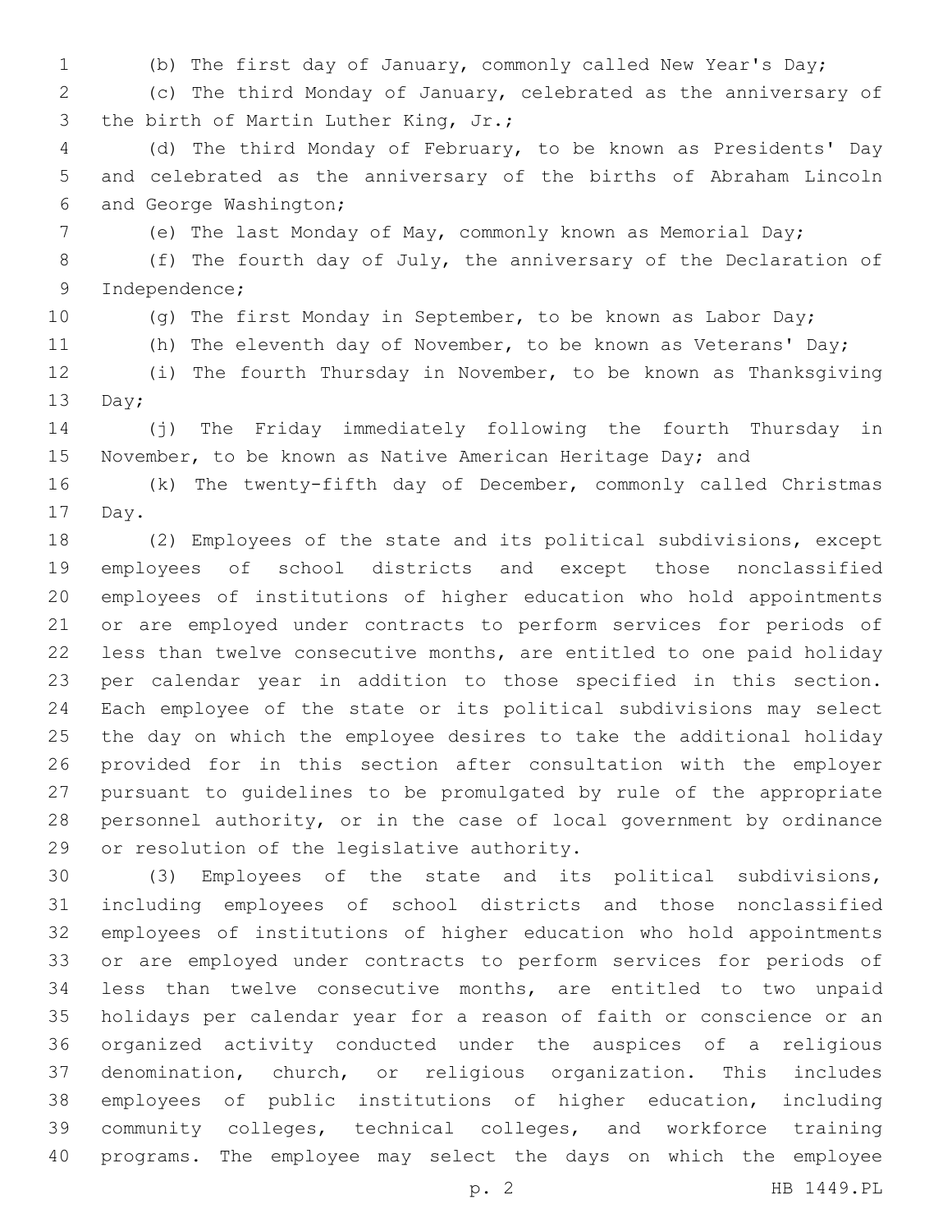(b) The first day of January, commonly called New Year's Day;

(c) The third Monday of January, celebrated as the anniversary of the birth of Martin Luther King, Jr.;

(d) The third Monday of February, to be known as Presidents' Day and celebrated as the anniversary of the births of Abraham Lincoln and George Washington;

(e) The last Monday of May, commonly known as Memorial Day;

(f) The fourth day of July, the anniversary of the Declaration of Independence;

(g) The first Monday in September, to be known as Labor Day;

(h) The eleventh day of November, to be known as Veterans' Day;

(i) The fourth Thursday in November, to be known as Thanksgiving Day;

(j) The Friday immediately following the fourth Thursday in November, to be known as Native American Heritage Day; and

(k) The twenty-fifth day of December, commonly called Christmas Day.

(2) Employees of the state and its political subdivisions, except employees of school districts and except those nonclassified employees of institutions of higher education who hold appointments or are employed under contracts to perform services for periods of less than twelve consecutive months, are entitled to one paid holiday per calendar year in addition to those specified in this section. Each employee of the state or its political subdivisions may select the day on which the employee desires to take the additional holiday provided for in this section after consultation with the employer pursuant to guidelines to be promulgated by rule of the appropriate personnel authority, or in the case of local government by ordinance or resolution of the legislative authority.

(3) Employees of the state and its political subdivisions, including employees of school districts and those nonclassified employees of institutions of higher education who hold appointments or are employed under contracts to perform services for periods of less than twelve consecutive months, are entitled to two unpaid holidays per calendar year for a reason of faith or conscience or an organized activity conducted under the auspices of a religious denomination, church, or religious organization. This includes employees of public institutions of higher education, including community colleges, technical colleges, and workforce training programs. The employee may select the days on which the employee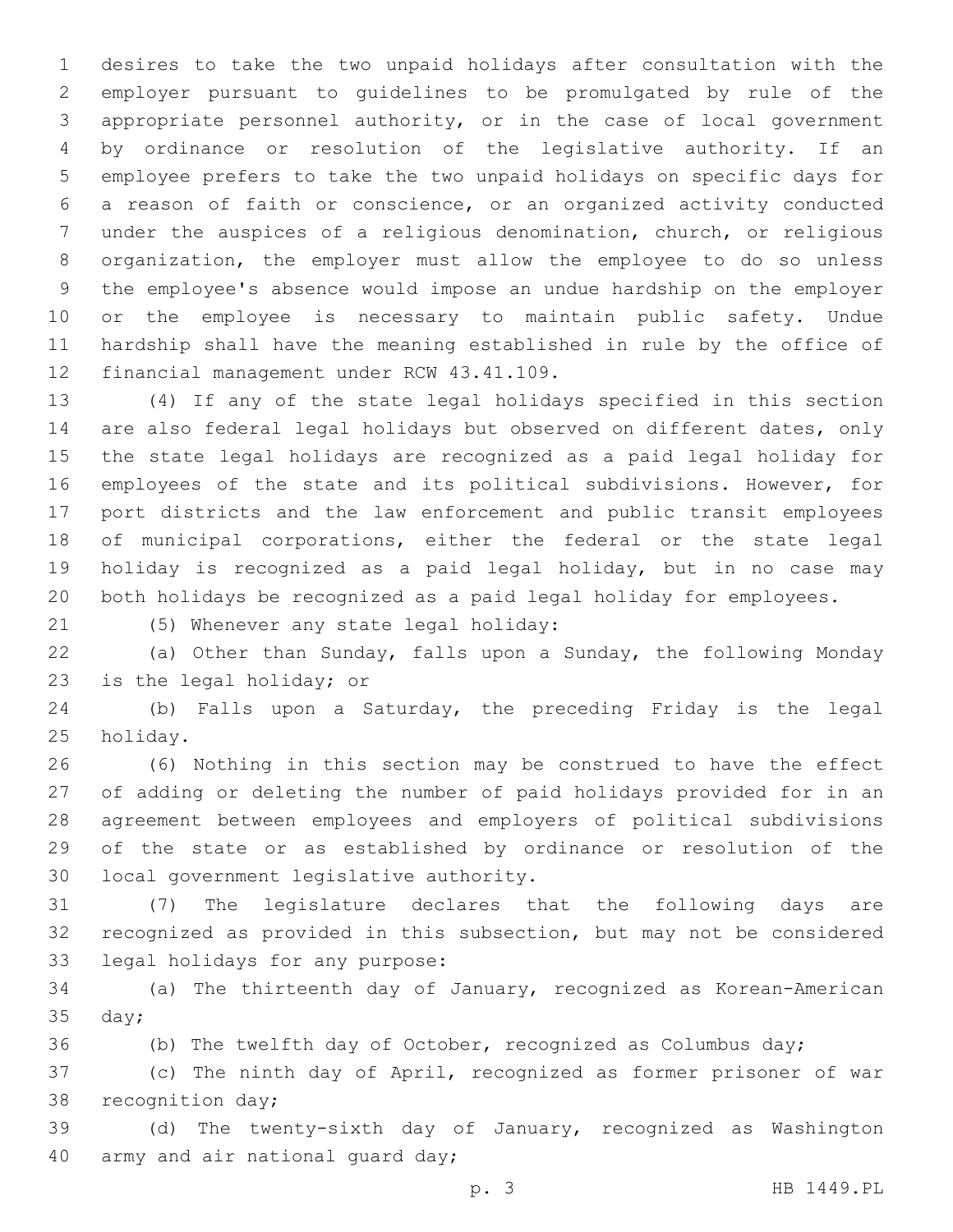desires to take the two unpaid holidays after consultation with the employer pursuant to guidelines to be promulgated by rule of the appropriate personnel authority, or in the case of local government by ordinance or resolution of the legislative authority. If an employee prefers to take the two unpaid holidays on specific days for a reason of faith or conscience, or an organized activity conducted under the auspices of a religious denomination, church, or religious organization, the employer must allow the employee to do so unless the employee's absence would impose an undue hardship on the employer or the employee is necessary to maintain public safety. Undue hardship shall have the meaning established in rule by the office of financial management under RCW 43.41.109.

(4) If any of the state legal holidays specified in this section are also federal legal holidays but observed on different dates, only the state legal holidays are recognized as a paid legal holiday for employees of the state and its political subdivisions. However, for port districts and the law enforcement and public transit employees of municipal corporations, either the federal or the state legal holiday is recognized as a paid legal holiday, but in no case may both holidays be recognized as a paid legal holiday for employees.

(5) Whenever any state legal holiday:

(a) Other than Sunday, falls upon a Sunday, the following Monday is the legal holiday; or

(b) Falls upon a Saturday, the preceding Friday is the legal holiday.

(6) Nothing in this section may be construed to have the effect of adding or deleting the number of paid holidays provided for in an agreement between employees and employers of political subdivisions of the state or as established by ordinance or resolution of the local government legislative authority.

(7) The legislature declares that the following days are recognized as provided in this subsection, but may not be considered legal holidays for any purpose:

(a) The thirteenth day of January, recognized as Korean-American day;

(b) The twelfth day of October, recognized as Columbus day;

(c) The ninth day of April, recognized as former prisoner of war recognition day;

(d) The twenty-sixth day of January, recognized as Washington army and air national guard day;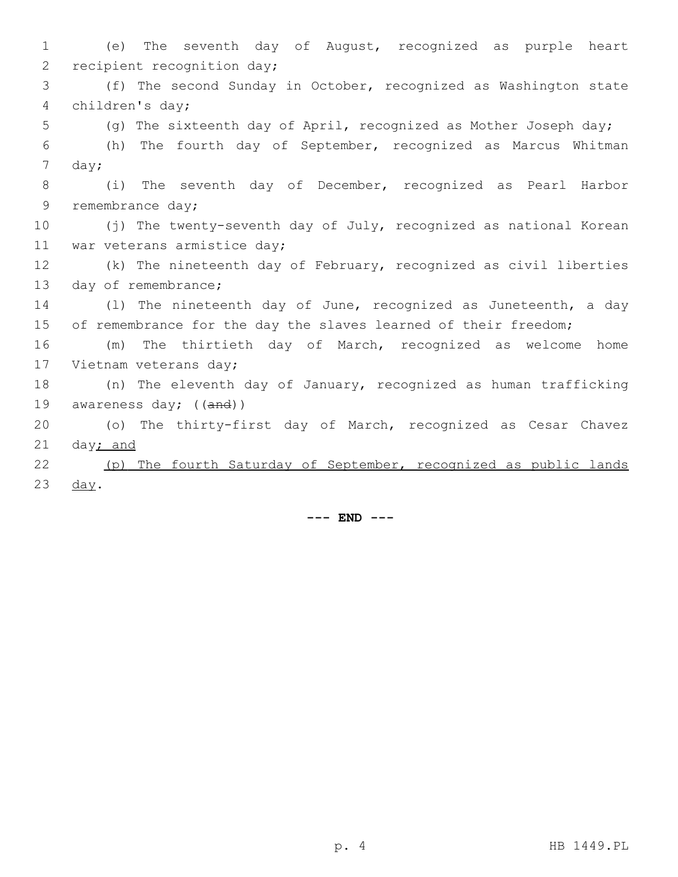(e) The seventh day of August, recognized as purple heart recipient recognition day;

(f) The second Sunday in October, recognized as Washington state children's day;

(g) The sixteenth day of April, recognized as Mother Joseph day;

(h) The fourth day of September, recognized as Marcus Whitman day;

(i) The seventh day of December, recognized as Pearl Harbor remembrance day;

(j) The twenty-seventh day of July, recognized as national Korean war veterans armistice day;

(k) The nineteenth day of February, recognized as civil liberties day of remembrance;

(l) The nineteenth day of June, recognized as Juneteenth, a day of remembrance for the day the slaves learned of their freedom;

(m) The thirtieth day of March, recognized as welcome home Vietnam veterans day;

(n) The eleventh day of January, recognized as human trafficking awareness day; ((~~and~~))

(o) The thirty-first day of March, recognized as Cesar Chavez day<ins>; and</ins>

<ins>(p) The fourth Saturday of September, recognized as public lands day</ins>.

**--- END ---**